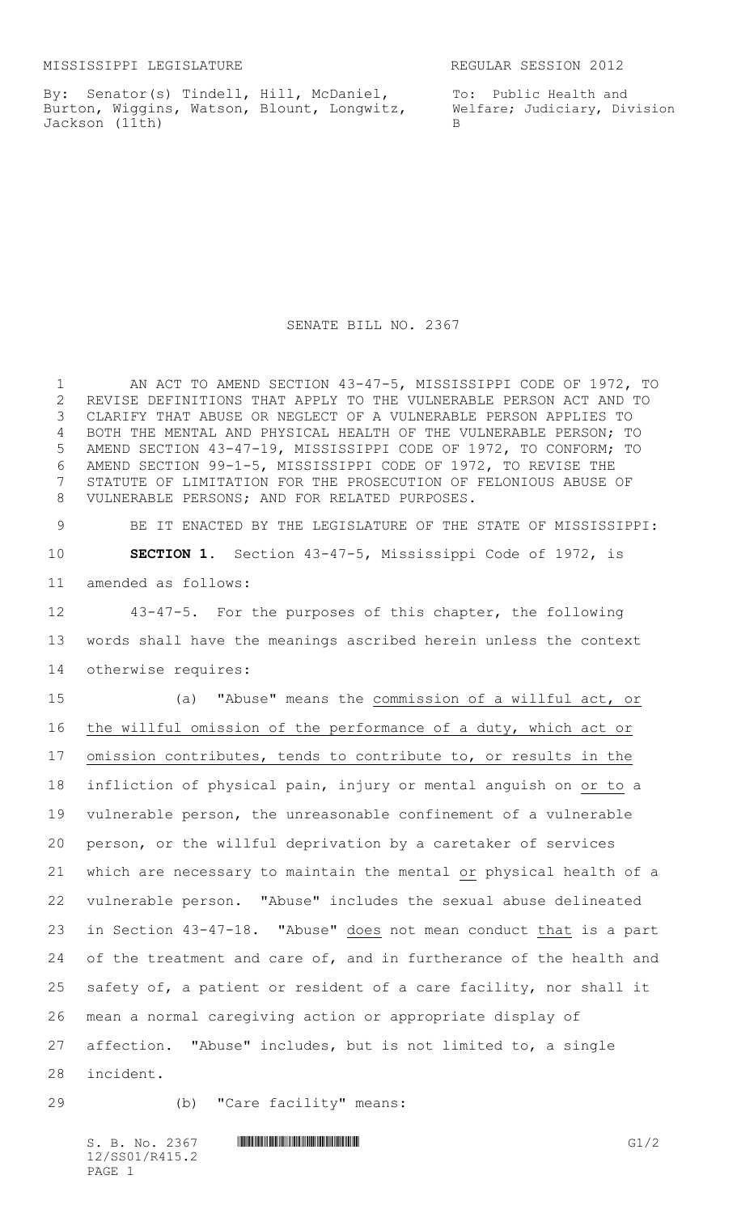MISSISSIPPI LEGISLATURE                                    REGULAR SESSION 2012

By: Senator(s) Tindell, Hill, McDaniel, Burton, Wiggins, Watson, Blount, Longwitz, Jackson (11th)

To: Public Health and Welfare; Judiciary, Division B

# SENATE BILL NO. 2367

AN ACT TO AMEND SECTION 43-47-5, MISSISSIPPI CODE OF 1972, TO REVISE DEFINITIONS THAT APPLY TO THE VULNERABLE PERSON ACT AND TO CLARIFY THAT ABUSE OR NEGLECT OF A VULNERABLE PERSON APPLIES TO BOTH THE MENTAL AND PHYSICAL HEALTH OF THE VULNERABLE PERSON; TO AMEND SECTION 43-47-19, MISSISSIPPI CODE OF 1972, TO CONFORM; TO AMEND SECTION 99-1-5, MISSISSIPPI CODE OF 1972, TO REVISE THE STATUTE OF LIMITATION FOR THE PROSECUTION OF FELONIOUS ABUSE OF VULNERABLE PERSONS; AND FOR RELATED PURPOSES.

BE IT ENACTED BY THE LEGISLATURE OF THE STATE OF MISSISSIPPI:

**SECTION 1.** Section 43-47-5, Mississippi Code of 1972, is amended as follows:

43-47-5. For the purposes of this chapter, the following words shall have the meanings ascribed herein unless the context otherwise requires:

(a) "Abuse" means the commission of a willful act, or the willful omission of the performance of a duty, which act or omission contributes, tends to contribute to, or results in the infliction of physical pain, injury or mental anguish on or to a vulnerable person, the unreasonable confinement of a vulnerable person, or the willful deprivation by a caretaker of services which are necessary to maintain the mental or physical health of a vulnerable person. "Abuse" includes the sexual abuse delineated in Section 43-47-18. "Abuse" does not mean conduct that is a part of the treatment and care of, and in furtherance of the health and safety of, a patient or resident of a care facility, nor shall it mean a normal caregiving action or appropriate display of affection. "Abuse" includes, but is not limited to, a single incident.

(b) "Care facility" means: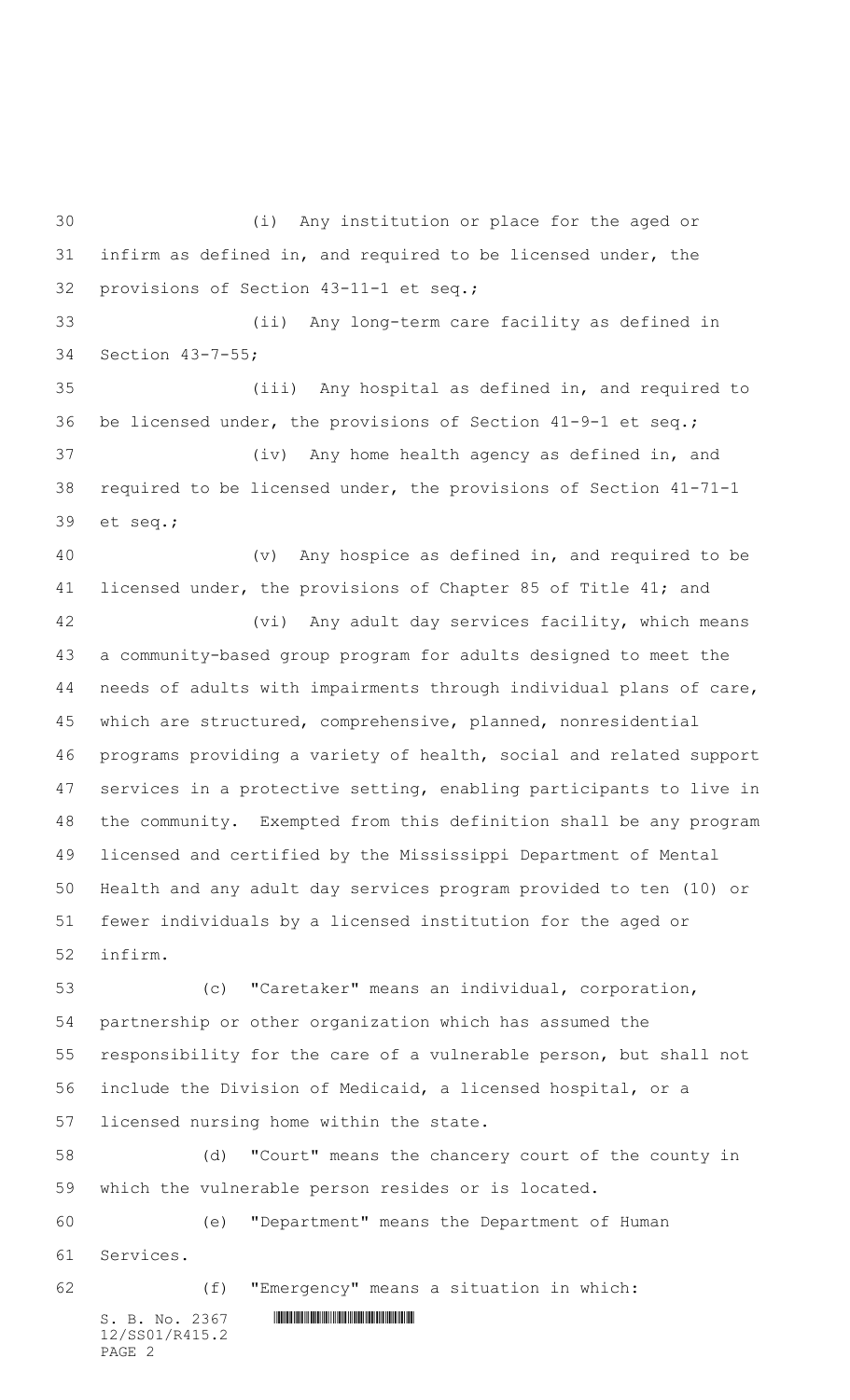(i) Any institution or place for the aged or infirm as defined in, and required to be licensed under, the provisions of Section 43-11-1 et seq.;

(ii) Any long-term care facility as defined in Section 43-7-55;

(iii) Any hospital as defined in, and required to be licensed under, the provisions of Section 41-9-1 et seq.;

(iv) Any home health agency as defined in, and required to be licensed under, the provisions of Section 41-71-1 et seq.;

(v) Any hospice as defined in, and required to be licensed under, the provisions of Chapter 85 of Title 41; and

(vi) Any adult day services facility, which means a community-based group program for adults designed to meet the needs of adults with impairments through individual plans of care, which are structured, comprehensive, planned, nonresidential programs providing a variety of health, social and related support services in a protective setting, enabling participants to live in the community. Exempted from this definition shall be any program licensed and certified by the Mississippi Department of Mental Health and any adult day services program provided to ten (10) or fewer individuals by a licensed institution for the aged or infirm.

(c) "Caretaker" means an individual, corporation, partnership or other organization which has assumed the responsibility for the care of a vulnerable person, but shall not include the Division of Medicaid, a licensed hospital, or a licensed nursing home within the state.

(d) "Court" means the chancery court of the county in which the vulnerable person resides or is located.

(e) "Department" means the Department of Human Services.

(f) "Emergency" means a situation in which: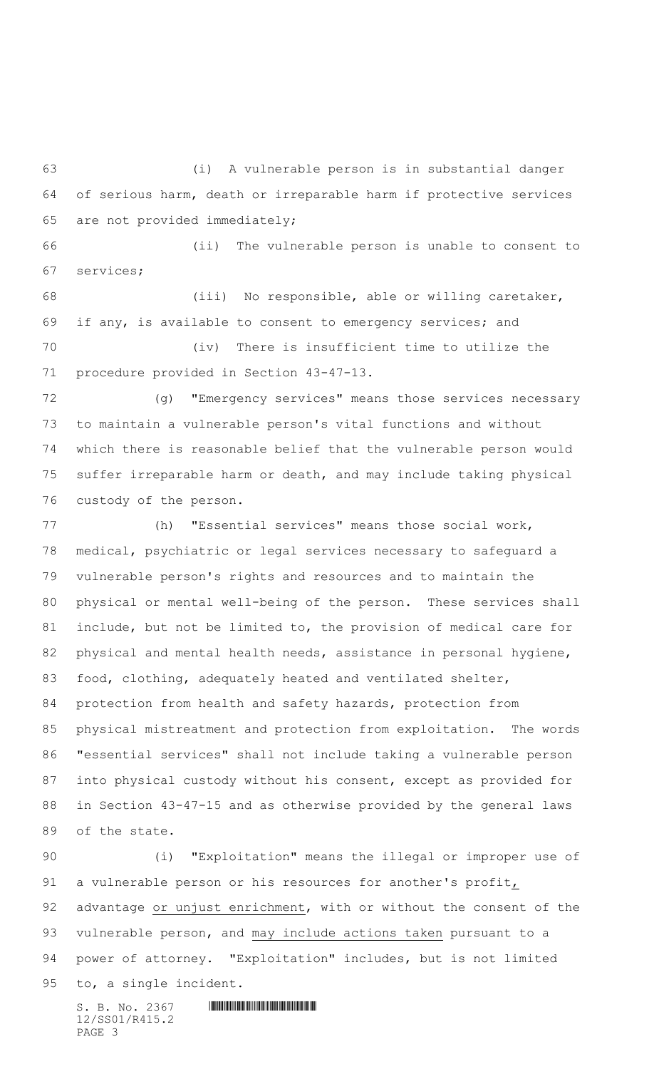(i) A vulnerable person is in substantial danger of serious harm, death or irreparable harm if protective services are not provided immediately;

(ii) The vulnerable person is unable to consent to services;

(iii) No responsible, able or willing caretaker, if any, is available to consent to emergency services; and

(iv) There is insufficient time to utilize the procedure provided in Section 43-47-13.

(g) "Emergency services" means those services necessary to maintain a vulnerable person's vital functions and without which there is reasonable belief that the vulnerable person would suffer irreparable harm or death, and may include taking physical custody of the person.

(h) "Essential services" means those social work, medical, psychiatric or legal services necessary to safeguard a vulnerable person's rights and resources and to maintain the physical or mental well-being of the person. These services shall include, but not be limited to, the provision of medical care for physical and mental health needs, assistance in personal hygiene, food, clothing, adequately heated and ventilated shelter, protection from health and safety hazards, protection from physical mistreatment and protection from exploitation. The words "essential services" shall not include taking a vulnerable person into physical custody without his consent, except as provided for in Section 43-47-15 and as otherwise provided by the general laws of the state.

(i) "Exploitation" means the illegal or improper use of a vulnerable person or his resources for another's profit, advantage or unjust enrichment, with or without the consent of the vulnerable person, and may include actions taken pursuant to a power of attorney. "Exploitation" includes, but is not limited to, a single incident.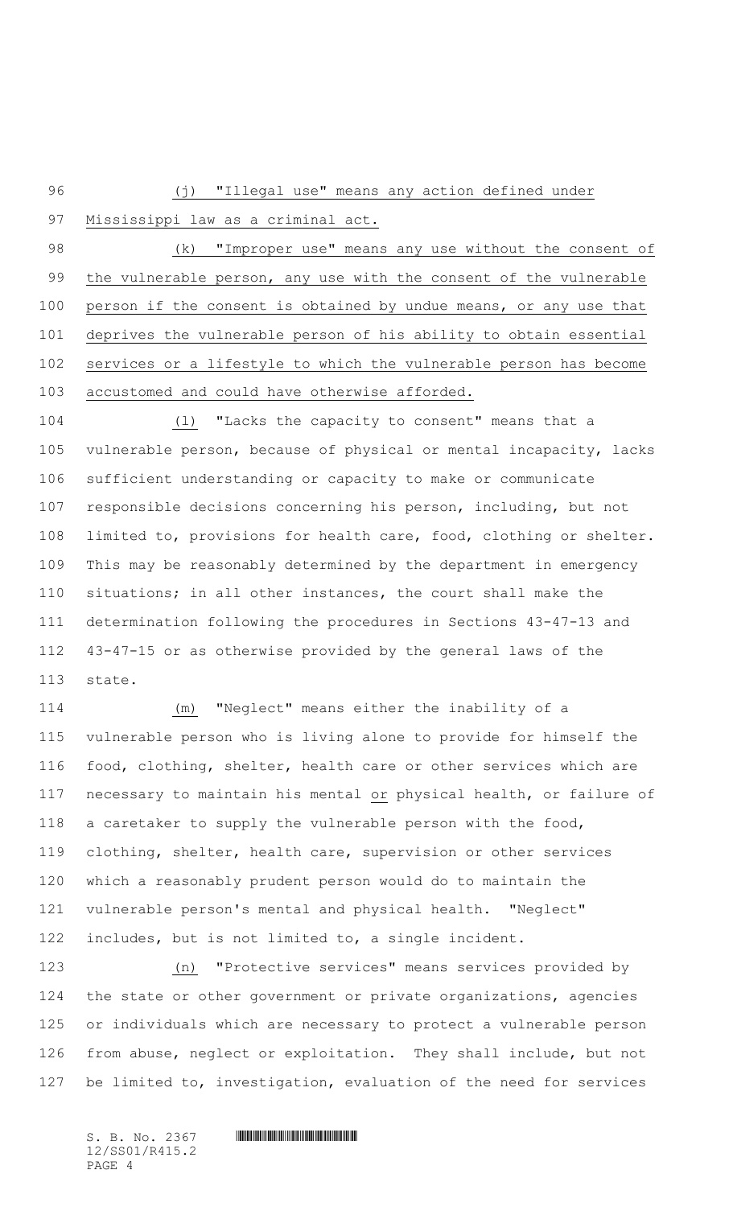(j) "Illegal use" means any action defined under Mississippi law as a criminal act.

(k) "Improper use" means any use without the consent of the vulnerable person, any use with the consent of the vulnerable person if the consent is obtained by undue means, or any use that deprives the vulnerable person of his ability to obtain essential services or a lifestyle to which the vulnerable person has become accustomed and could have otherwise afforded.

(l) "Lacks the capacity to consent" means that a vulnerable person, because of physical or mental incapacity, lacks sufficient understanding or capacity to make or communicate responsible decisions concerning his person, including, but not limited to, provisions for health care, food, clothing or shelter. This may be reasonably determined by the department in emergency situations; in all other instances, the court shall make the determination following the procedures in Sections 43-47-13 and 43-47-15 or as otherwise provided by the general laws of the state.

(m) "Neglect" means either the inability of a vulnerable person who is living alone to provide for himself the food, clothing, shelter, health care or other services which are necessary to maintain his mental or physical health, or failure of a caretaker to supply the vulnerable person with the food, clothing, shelter, health care, supervision or other services which a reasonably prudent person would do to maintain the vulnerable person's mental and physical health. "Neglect" includes, but is not limited to, a single incident.

(n) "Protective services" means services provided by the state or other government or private organizations, agencies or individuals which are necessary to protect a vulnerable person from abuse, neglect or exploitation. They shall include, but not be limited to, investigation, evaluation of the need for services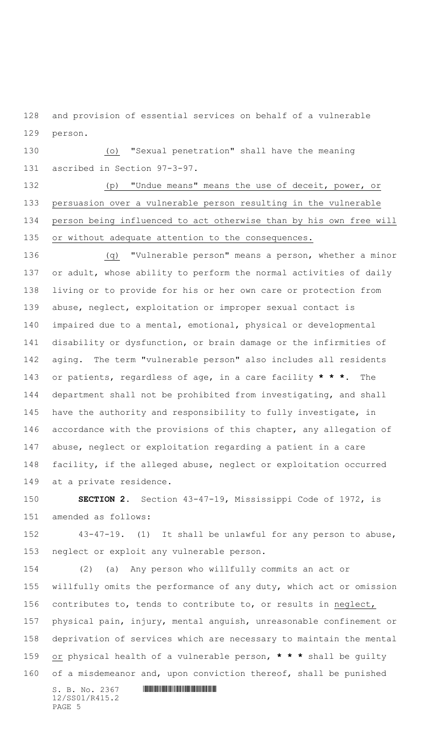and provision of essential services on behalf of a vulnerable person.

(o) "Sexual penetration" shall have the meaning ascribed in Section 97-3-97.

(p) "Undue means" means the use of deceit, power, or persuasion over a vulnerable person resulting in the vulnerable person being influenced to act otherwise than by his own free will or without adequate attention to the consequences.

(q) "Vulnerable person" means a person, whether a minor or adult, whose ability to perform the normal activities of daily living or to provide for his or her own care or protection from abuse, neglect, exploitation or improper sexual contact is impaired due to a mental, emotional, physical or developmental disability or dysfunction, or brain damage or the infirmities of aging. The term "vulnerable person" also includes all residents or patients, regardless of age, in a care facility *** * ***. The department shall not be prohibited from investigating, and shall have the authority and responsibility to fully investigate, in accordance with the provisions of this chapter, any allegation of abuse, neglect or exploitation regarding a patient in a care facility, if the alleged abuse, neglect or exploitation occurred at a private residence.

**SECTION 2.** Section 43-47-19, Mississippi Code of 1972, is amended as follows:

43-47-19. (1) It shall be unlawful for any person to abuse, neglect or exploit any vulnerable person.

(2) (a) Any person who willfully commits an act or willfully omits the performance of any duty, which act or omission contributes to, tends to contribute to, or results in neglect, physical pain, injury, mental anguish, unreasonable confinement or deprivation of services which are necessary to maintain the mental or physical health of a vulnerable person, *** * *** shall be guilty of a misdemeanor and, upon conviction thereof, shall be punished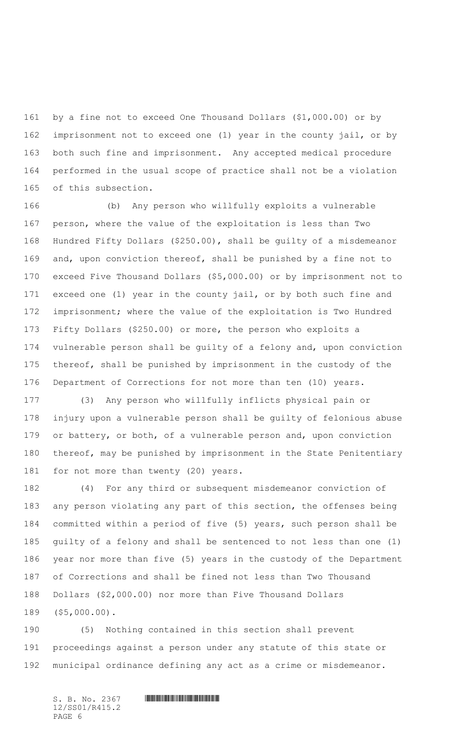by a fine not to exceed One Thousand Dollars ($1,000.00) or by imprisonment not to exceed one (1) year in the county jail, or by both such fine and imprisonment. Any accepted medical procedure performed in the usual scope of practice shall not be a violation of this subsection.

(b) Any person who willfully exploits a vulnerable person, where the value of the exploitation is less than Two Hundred Fifty Dollars ($250.00), shall be guilty of a misdemeanor and, upon conviction thereof, shall be punished by a fine not to exceed Five Thousand Dollars ($5,000.00) or by imprisonment not to exceed one (1) year in the county jail, or by both such fine and imprisonment; where the value of the exploitation is Two Hundred Fifty Dollars ($250.00) or more, the person who exploits a vulnerable person shall be guilty of a felony and, upon conviction thereof, shall be punished by imprisonment in the custody of the Department of Corrections for not more than ten (10) years.

(3) Any person who willfully inflicts physical pain or injury upon a vulnerable person shall be guilty of felonious abuse or battery, or both, of a vulnerable person and, upon conviction thereof, may be punished by imprisonment in the State Penitentiary for not more than twenty (20) years.

(4) For any third or subsequent misdemeanor conviction of any person violating any part of this section, the offenses being committed within a period of five (5) years, such person shall be guilty of a felony and shall be sentenced to not less than one (1) year nor more than five (5) years in the custody of the Department of Corrections and shall be fined not less than Two Thousand Dollars ($2,000.00) nor more than Five Thousand Dollars ($5,000.00).

(5) Nothing contained in this section shall prevent proceedings against a person under any statute of this state or municipal ordinance defining any act as a crime or misdemeanor.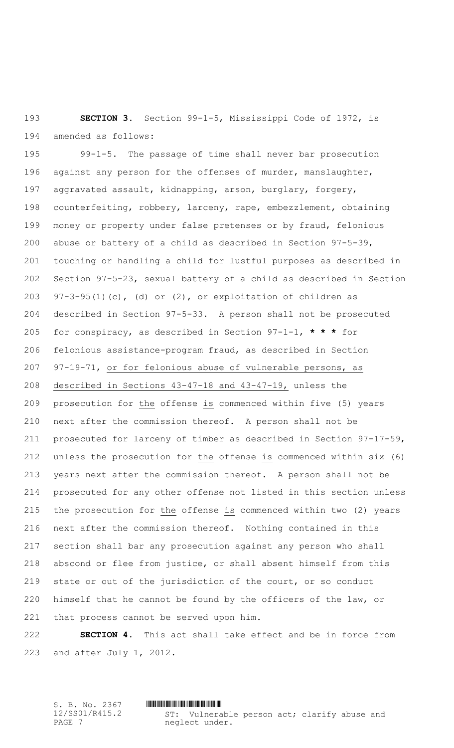**SECTION 3.** Section 99-1-5, Mississippi Code of 1972, is amended as follows:

99-1-5. The passage of time shall never bar prosecution against any person for the offenses of murder, manslaughter, aggravated assault, kidnapping, arson, burglary, forgery, counterfeiting, robbery, larceny, rape, embezzlement, obtaining money or property under false pretenses or by fraud, felonious abuse or battery of a child as described in Section 97-5-39, touching or handling a child for lustful purposes as described in Section 97-5-23, sexual battery of a child as described in Section 97-3-95(1)(c), (d) or (2), or exploitation of children as described in Section 97-5-33. A person shall not be prosecuted for conspiracy, as described in Section 97-1-1, **\* \* \*** for felonious assistance-program fraud, as described in Section 97-19-71, <u>or for felonious abuse of vulnerable persons, as described in Sections 43-47-18 and 43-47-19,</u> unless the prosecution for <u>the</u> offense <u>is</u> commenced within five (5) years next after the commission thereof. A person shall not be prosecuted for larceny of timber as described in Section 97-17-59, unless the prosecution for <u>the</u> offense <u>is</u> commenced within six (6) years next after the commission thereof. A person shall not be prosecuted for any other offense not listed in this section unless the prosecution for <u>the</u> offense <u>is</u> commenced within two (2) years next after the commission thereof. Nothing contained in this section shall bar any prosecution against any person who shall abscond or flee from justice, or shall absent himself from this state or out of the jurisdiction of the court, or so conduct himself that he cannot be found by the officers of the law, or that process cannot be served upon him.

**SECTION 4.** This act shall take effect and be in force from and after July 1, 2012.

S. B. No. 2367
12/SS01/R415.2
ST: Vulnerable person act; clarify abuse and neglect under.